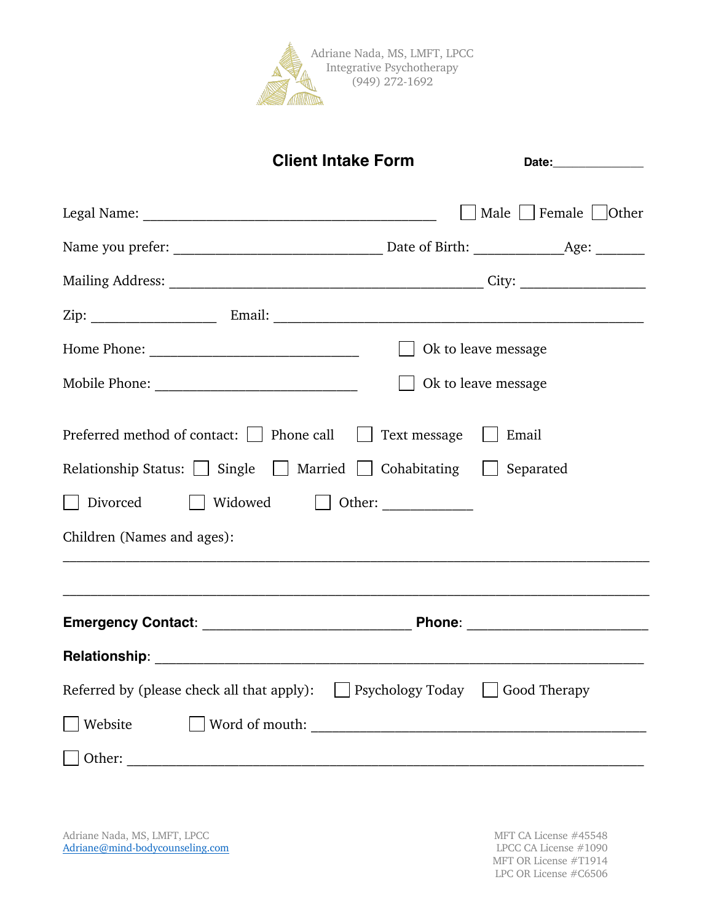Adriane Nada, MS, LMFT, LPCC
Integrative Psychotherapy
(949) 272-1692

# Client Intake Form

**Date:**______________

Legal Name: ________________________________________ ☐ Male ☐ Female ☐ Other

Name you prefer: ____________________________ Date of Birth: ____________Age: _______

Mailing Address: ___________________________________________ City: _________________

Zip: _________________ Email: __________________________________________________

Home Phone: _____________________________ ☐ Ok to leave message

Mobile Phone: ____________________________ ☐ Ok to leave message

Preferred method of contact: ☐ Phone call ☐ Text message ☐ Email

Relationship Status: ☐ Single ☐ Married ☐ Cohabitating ☐ Separated

☐ Divorced ☐ Widowed ☐ Other: ____________

Children (Names and ages):

________________________________________________________________________________

________________________________________________________________________________

**Emergency Contact**: ____________________________ **Phone**: _________________________

**Relationship**: _________________________________________________________________

Referred by (please check all that apply): ☐ Psychology Today ☐ Good Therapy

☐ Website ☐ Word of mouth: _______________________________________________

☐ Other: _______________________________________________________________________

Adriane Nada, MS, LMFT, LPCC
Adriane@mind-bodycounseling.com

MFT CA License #45548
LPCC CA License #1090
MFT OR License #T1914
LPC OR License #C6506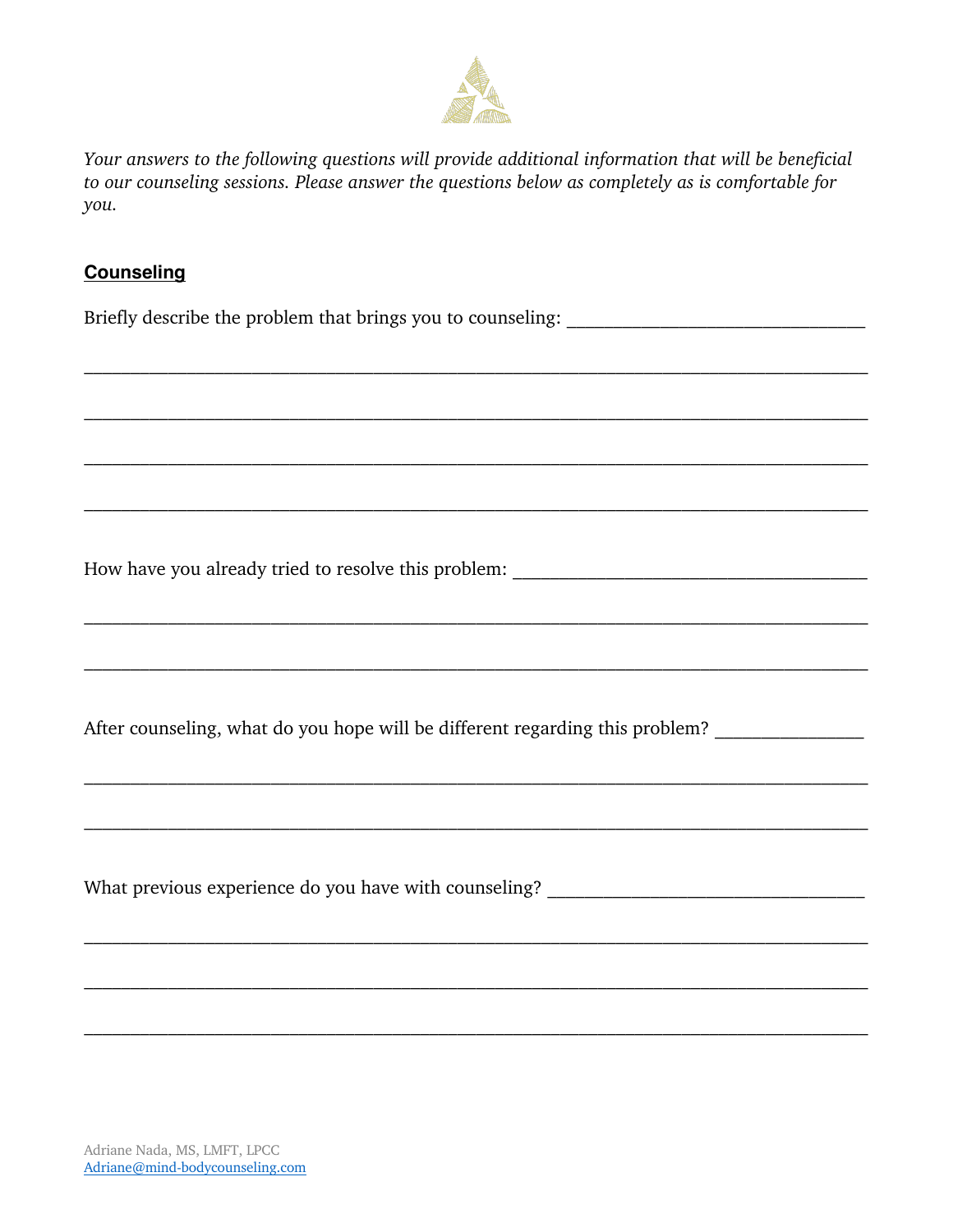*Your answers to the following questions will provide additional information that will be beneficial to our counseling sessions. Please answer the questions below as completely as is comfortable for you.*

## Counseling

Briefly describe the problem that brings you to counseling: ________________________________

_______________________________________________________________________________

_______________________________________________________________________________

_______________________________________________________________________________

_______________________________________________________________________________

How have you already tried to resolve this problem: _____________________________________

_______________________________________________________________________________

_______________________________________________________________________________

After counseling, what do you hope will be different regarding this problem? ________________

_______________________________________________________________________________

_______________________________________________________________________________

What previous experience do you have with counseling? __________________________________

_______________________________________________________________________________

_______________________________________________________________________________

_______________________________________________________________________________

Adriane Nada, MS, LMFT, LPCC
Adriane@mind-bodycounseling.com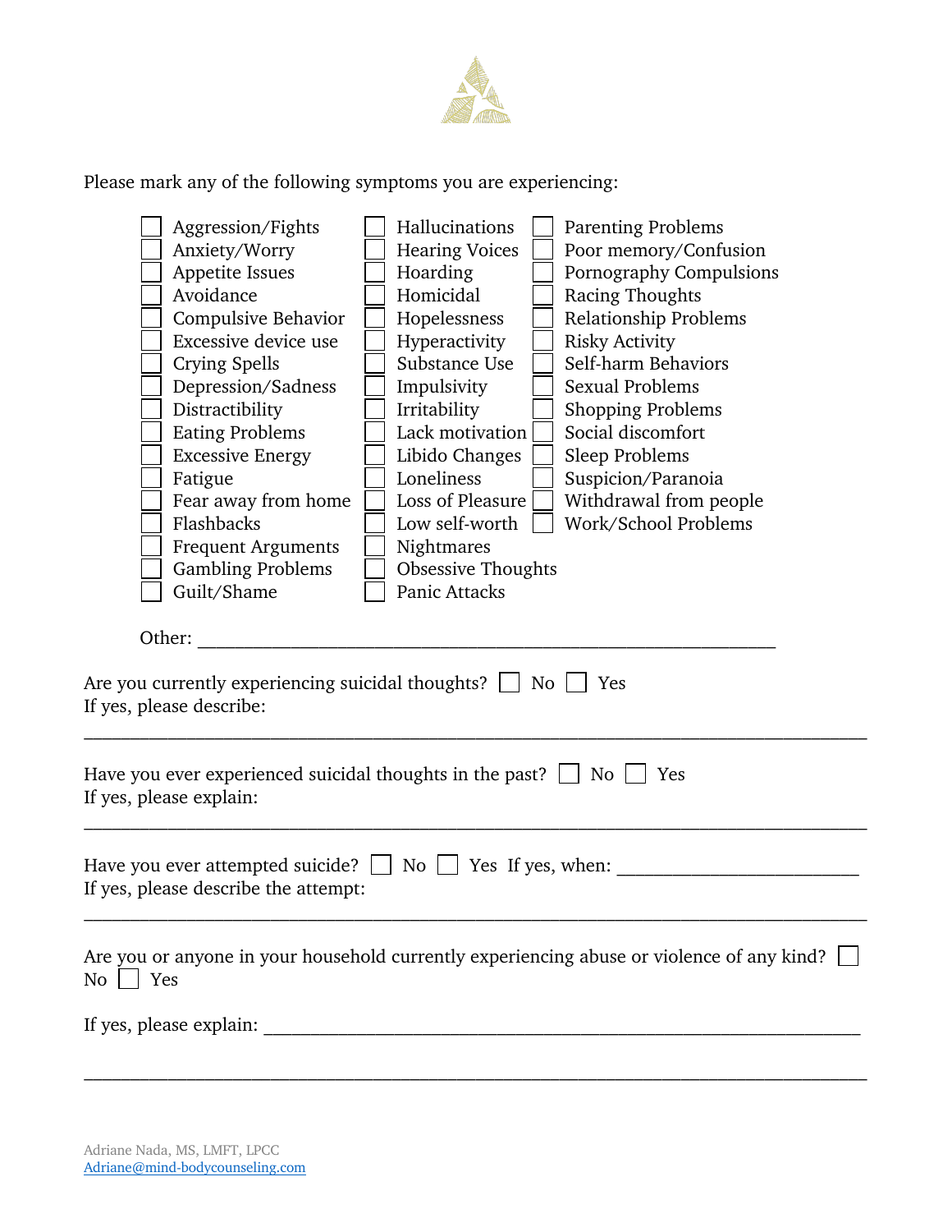Please mark any of the following symptoms you are experiencing:

| | | |
|---|---|---|
| ☐ Aggression/Fights | ☐ Hallucinations | ☐ Parenting Problems |
| ☐ Anxiety/Worry | ☐ Hearing Voices | ☐ Poor memory/Confusion |
| ☐ Appetite Issues | ☐ Hoarding | ☐ Pornography Compulsions |
| ☐ Avoidance | ☐ Homicidal | ☐ Racing Thoughts |
| ☐ Compulsive Behavior | ☐ Hopelessness | ☐ Relationship Problems |
| ☐ Excessive device use | ☐ Hyperactivity | ☐ Risky Activity |
| ☐ Crying Spells | ☐ Substance Use | ☐ Self-harm Behaviors |
| ☐ Depression/Sadness | ☐ Impulsivity | ☐ Sexual Problems |
| ☐ Distractibility | ☐ Irritability | ☐ Shopping Problems |
| ☐ Eating Problems | ☐ Lack motivation | ☐ Social discomfort |
| ☐ Excessive Energy | ☐ Libido Changes | ☐ Sleep Problems |
| ☐ Fatigue | ☐ Loneliness | ☐ Suspicion/Paranoia |
| ☐ Fear away from home | ☐ Loss of Pleasure | ☐ Withdrawal from people |
| ☐ Flashbacks | ☐ Low self-worth | ☐ Work/School Problems |
| ☐ Frequent Arguments | ☐ Nightmares | |
| ☐ Gambling Problems | ☐ Obsessive Thoughts | |
| ☐ Guilt/Shame | ☐ Panic Attacks | |

Other: ____________________________________________________________

Are you currently experiencing suicidal thoughts? ☐ No ☐ Yes
If yes, please describe:

_______________________________________________________________________________

Have you ever experienced suicidal thoughts in the past? ☐ No ☐ Yes
If yes, please explain:

_______________________________________________________________________________

Have you ever attempted suicide? ☐ No ☐ Yes If yes, when: _________________________
If yes, please describe the attempt:

_______________________________________________________________________________

Are you or anyone in your household currently experiencing abuse or violence of any kind? ☐ No ☐ Yes

If yes, please explain: _____________________________________________________________

_______________________________________________________________________________

Adriane Nada, MS, LMFT, LPCC
Adriane@mind-bodycounseling.com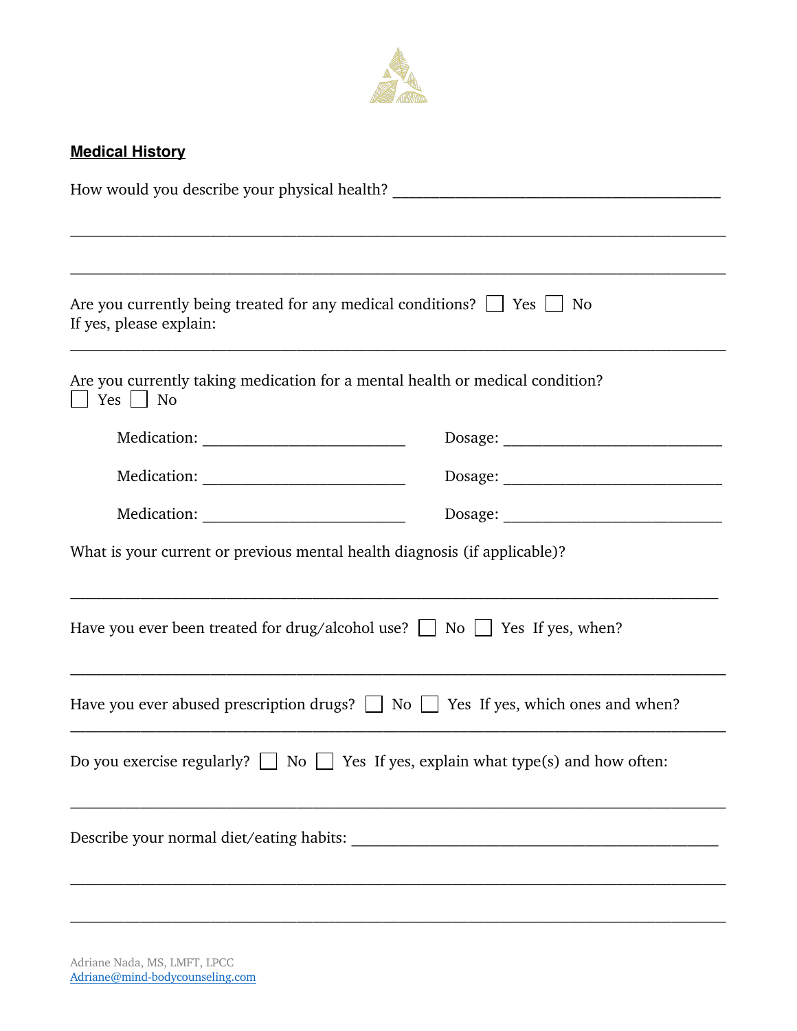## Medical History

How would you describe your physical health? ________________________________________

________________________________________________________________________________

________________________________________________________________________________

Are you currently being treated for any medical conditions? ☐ Yes ☐ No
If yes, please explain:

________________________________________________________________________________

Are you currently taking medication for a mental health or medical condition?
☐ Yes ☐ No

Medication: _________________________ Dosage: ___________________________

Medication: _________________________ Dosage: ___________________________

Medication: _________________________ Dosage: ___________________________

What is your current or previous mental health diagnosis (if applicable)?

________________________________________________________________________________

Have you ever been treated for drug/alcohol use? ☐ No ☐ Yes If yes, when?

________________________________________________________________________________

Have you ever abused prescription drugs? ☐ No ☐ Yes If yes, which ones and when?

________________________________________________________________________________

Do you exercise regularly? ☐ No ☐ Yes If yes, explain what type(s) and how often:

________________________________________________________________________________

Describe your normal diet/eating habits: _______________________________________________

________________________________________________________________________________

________________________________________________________________________________

Adriane Nada, MS, LMFT, LPCC
Adriane@mind-bodycounseling.com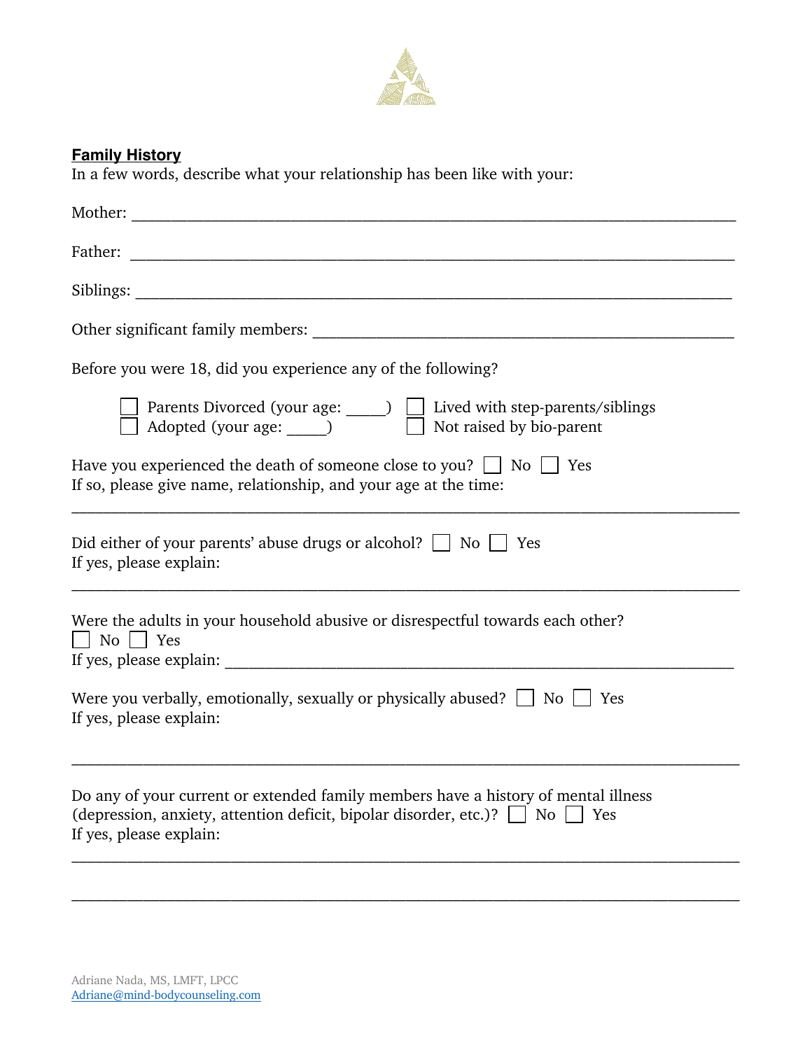**Family History**

In a few words, describe what your relationship has been like with your:

Mother: ___________________________________________________________________________

Father: ___________________________________________________________________________

Siblings: __________________________________________________________________________

Other significant family members: ___________________________________________________

Before you were 18, did you experience any of the following?

- ☐ Parents Divorced (your age: _____)
- ☐ Lived with step-parents/siblings
- ☐ Adopted (your age: _____)
- ☐ Not raised by bio-parent

Have you experienced the death of someone close to you? ☐ No ☐ Yes

If so, please give name, relationship, and your age at the time:

_____________________________________________________________________________________

Did either of your parents' abuse drugs or alcohol? ☐ No ☐ Yes

If yes, please explain:

_____________________________________________________________________________________

Were the adults in your household abusive or disrespectful towards each other?

☐ No ☐ Yes

If yes, please explain: _______________________________________________________________

Were you verbally, emotionally, sexually or physically abused? ☐ No ☐ Yes

If yes, please explain:

_____________________________________________________________________________________

Do any of your current or extended family members have a history of mental illness (depression, anxiety, attention deficit, bipolar disorder, etc.)? ☐ No ☐ Yes

If yes, please explain:

_____________________________________________________________________________________

_____________________________________________________________________________________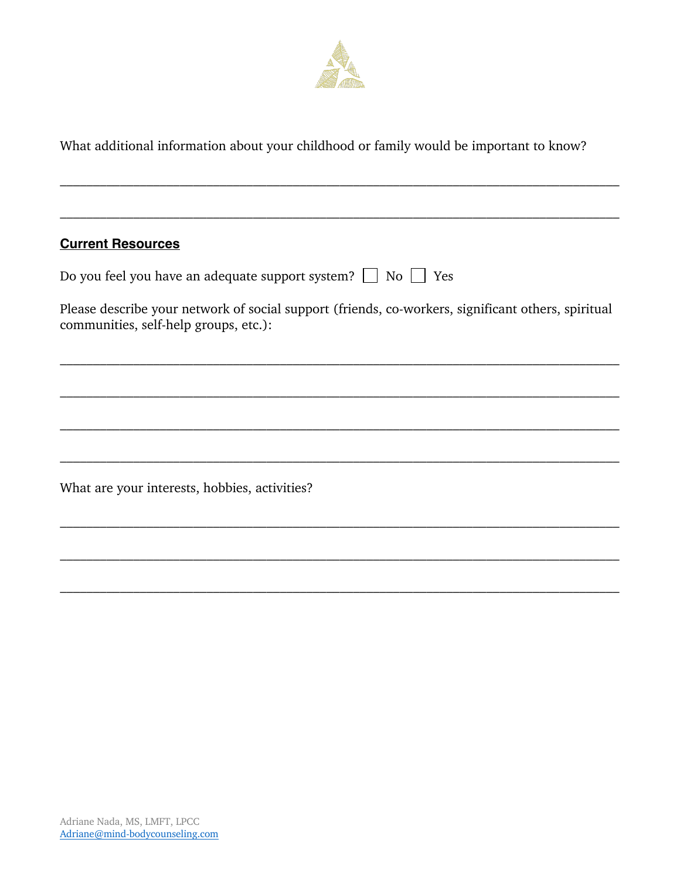What additional information about your childhood or family would be important to know?

\_\_\_\_\_\_\_\_\_\_\_\_\_\_\_\_\_\_\_\_\_\_\_\_\_\_\_\_\_\_\_\_\_\_\_\_\_\_\_\_\_\_\_\_\_\_\_\_\_\_\_\_\_\_\_\_\_\_\_\_\_\_\_\_\_\_\_\_\_\_\_\_\_\_\_\_

\_\_\_\_\_\_\_\_\_\_\_\_\_\_\_\_\_\_\_\_\_\_\_\_\_\_\_\_\_\_\_\_\_\_\_\_\_\_\_\_\_\_\_\_\_\_\_\_\_\_\_\_\_\_\_\_\_\_\_\_\_\_\_\_\_\_\_\_\_\_\_\_\_\_\_\_

## Current Resources

Do you feel you have an adequate support system? ☐ No ☐ Yes

Please describe your network of social support (friends, co-workers, significant others, spiritual communities, self-help groups, etc.):

\_\_\_\_\_\_\_\_\_\_\_\_\_\_\_\_\_\_\_\_\_\_\_\_\_\_\_\_\_\_\_\_\_\_\_\_\_\_\_\_\_\_\_\_\_\_\_\_\_\_\_\_\_\_\_\_\_\_\_\_\_\_\_\_\_\_\_\_\_\_\_\_\_\_\_\_

\_\_\_\_\_\_\_\_\_\_\_\_\_\_\_\_\_\_\_\_\_\_\_\_\_\_\_\_\_\_\_\_\_\_\_\_\_\_\_\_\_\_\_\_\_\_\_\_\_\_\_\_\_\_\_\_\_\_\_\_\_\_\_\_\_\_\_\_\_\_\_\_\_\_\_\_

\_\_\_\_\_\_\_\_\_\_\_\_\_\_\_\_\_\_\_\_\_\_\_\_\_\_\_\_\_\_\_\_\_\_\_\_\_\_\_\_\_\_\_\_\_\_\_\_\_\_\_\_\_\_\_\_\_\_\_\_\_\_\_\_\_\_\_\_\_\_\_\_\_\_\_\_

\_\_\_\_\_\_\_\_\_\_\_\_\_\_\_\_\_\_\_\_\_\_\_\_\_\_\_\_\_\_\_\_\_\_\_\_\_\_\_\_\_\_\_\_\_\_\_\_\_\_\_\_\_\_\_\_\_\_\_\_\_\_\_\_\_\_\_\_\_\_\_\_\_\_\_\_

What are your interests, hobbies, activities?

\_\_\_\_\_\_\_\_\_\_\_\_\_\_\_\_\_\_\_\_\_\_\_\_\_\_\_\_\_\_\_\_\_\_\_\_\_\_\_\_\_\_\_\_\_\_\_\_\_\_\_\_\_\_\_\_\_\_\_\_\_\_\_\_\_\_\_\_\_\_\_\_\_\_\_\_

\_\_\_\_\_\_\_\_\_\_\_\_\_\_\_\_\_\_\_\_\_\_\_\_\_\_\_\_\_\_\_\_\_\_\_\_\_\_\_\_\_\_\_\_\_\_\_\_\_\_\_\_\_\_\_\_\_\_\_\_\_\_\_\_\_\_\_\_\_\_\_\_\_\_\_\_

\_\_\_\_\_\_\_\_\_\_\_\_\_\_\_\_\_\_\_\_\_\_\_\_\_\_\_\_\_\_\_\_\_\_\_\_\_\_\_\_\_\_\_\_\_\_\_\_\_\_\_\_\_\_\_\_\_\_\_\_\_\_\_\_\_\_\_\_\_\_\_\_\_\_\_\_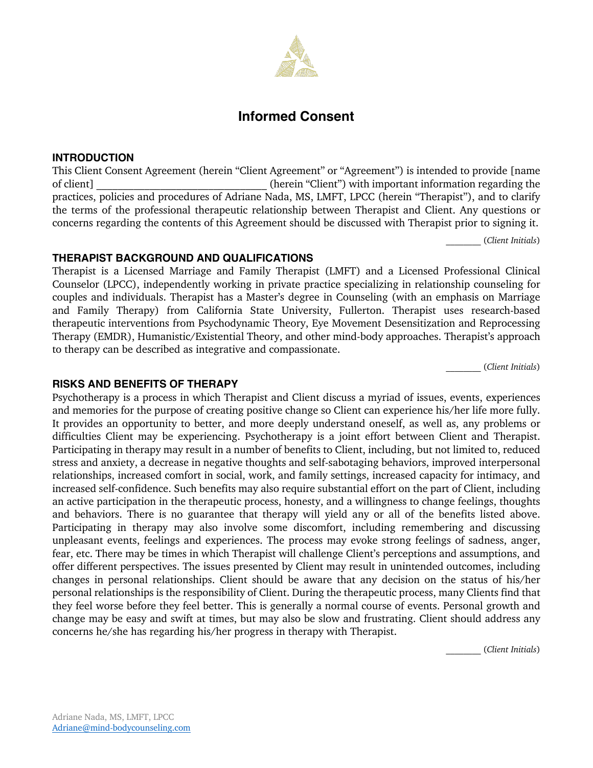# Informed Consent

## INTRODUCTION

This Client Consent Agreement (herein "Client Agreement" or "Agreement") is intended to provide [name of client] ________________________________ (herein "Client") with important information regarding the practices, policies and procedures of Adriane Nada, MS, LMFT, LPCC (herein "Therapist"), and to clarify the terms of the professional therapeutic relationship between Therapist and Client. Any questions or concerns regarding the contents of this Agreement should be discussed with Therapist prior to signing it.

_______ (*Client Initials*)

## THERAPIST BACKGROUND AND QUALIFICATIONS

Therapist is a Licensed Marriage and Family Therapist (LMFT) and a Licensed Professional Clinical Counselor (LPCC), independently working in private practice specializing in relationship counseling for couples and individuals. Therapist has a Master's degree in Counseling (with an emphasis on Marriage and Family Therapy) from California State University, Fullerton. Therapist uses research-based therapeutic interventions from Psychodynamic Theory, Eye Movement Desensitization and Reprocessing Therapy (EMDR), Humanistic/Existential Theory, and other mind-body approaches. Therapist's approach to therapy can be described as integrative and compassionate.

_______ (*Client Initials*)

## RISKS AND BENEFITS OF THERAPY

Psychotherapy is a process in which Therapist and Client discuss a myriad of issues, events, experiences and memories for the purpose of creating positive change so Client can experience his/her life more fully. It provides an opportunity to better, and more deeply understand oneself, as well as, any problems or difficulties Client may be experiencing. Psychotherapy is a joint effort between Client and Therapist. Participating in therapy may result in a number of benefits to Client, including, but not limited to, reduced stress and anxiety, a decrease in negative thoughts and self-sabotaging behaviors, improved interpersonal relationships, increased comfort in social, work, and family settings, increased capacity for intimacy, and increased self-confidence. Such benefits may also require substantial effort on the part of Client, including an active participation in the therapeutic process, honesty, and a willingness to change feelings, thoughts and behaviors. There is no guarantee that therapy will yield any or all of the benefits listed above. Participating in therapy may also involve some discomfort, including remembering and discussing unpleasant events, feelings and experiences. The process may evoke strong feelings of sadness, anger, fear, etc. There may be times in which Therapist will challenge Client's perceptions and assumptions, and offer different perspectives. The issues presented by Client may result in unintended outcomes, including changes in personal relationships. Client should be aware that any decision on the status of his/her personal relationships is the responsibility of Client. During the therapeutic process, many Clients find that they feel worse before they feel better. This is generally a normal course of events. Personal growth and change may be easy and swift at times, but may also be slow and frustrating. Client should address any concerns he/she has regarding his/her progress in therapy with Therapist.

_______ (*Client Initials*)

Adriane Nada, MS, LMFT, LPCC
Adriane@mind-bodycounseling.com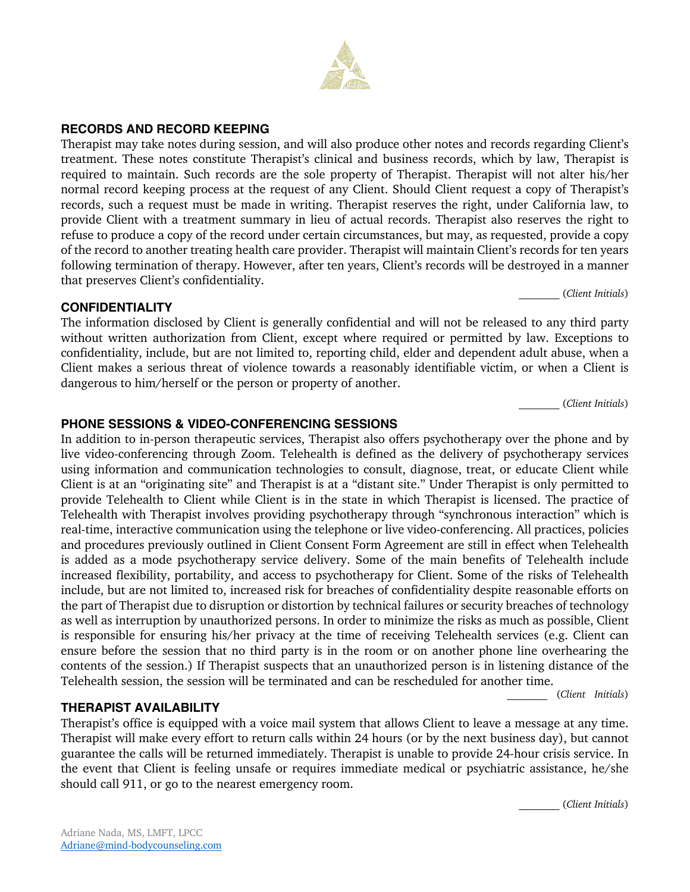## RECORDS AND RECORD KEEPING

Therapist may take notes during session, and will also produce other notes and records regarding Client's treatment. These notes constitute Therapist's clinical and business records, which by law, Therapist is required to maintain. Such records are the sole property of Therapist. Therapist will not alter his/her normal record keeping process at the request of any Client. Should Client request a copy of Therapist's records, such a request must be made in writing. Therapist reserves the right, under California law, to provide Client with a treatment summary in lieu of actual records. Therapist also reserves the right to refuse to produce a copy of the record under certain circumstances, but may, as requested, provide a copy of the record to another treating health care provider. Therapist will maintain Client's records for ten years following termination of therapy. However, after ten years, Client's records will be destroyed in a manner that preserves Client's confidentiality.

_______ (*Client Initials*)

## CONFIDENTIALITY

The information disclosed by Client is generally confidential and will not be released to any third party without written authorization from Client, except where required or permitted by law. Exceptions to confidentiality, include, but are not limited to, reporting child, elder and dependent adult abuse, when a Client makes a serious threat of violence towards a reasonably identifiable victim, or when a Client is dangerous to him/herself or the person or property of another.

_______ (*Client Initials*)

## PHONE SESSIONS & VIDEO-CONFERENCING SESSIONS

In addition to in-person therapeutic services, Therapist also offers psychotherapy over the phone and by live video-conferencing through Zoom. Telehealth is defined as the delivery of psychotherapy services using information and communication technologies to consult, diagnose, treat, or educate Client while Client is at an "originating site" and Therapist is at a "distant site." Under Therapist is only permitted to provide Telehealth to Client while Client is in the state in which Therapist is licensed. The practice of Telehealth with Therapist involves providing psychotherapy through "synchronous interaction" which is real-time, interactive communication using the telephone or live video-conferencing. All practices, policies and procedures previously outlined in Client Consent Form Agreement are still in effect when Telehealth is added as a mode psychotherapy service delivery. Some of the main benefits of Telehealth include increased flexibility, portability, and access to psychotherapy for Client. Some of the risks of Telehealth include, but are not limited to, increased risk for breaches of confidentiality despite reasonable efforts on the part of Therapist due to disruption or distortion by technical failures or security breaches of technology as well as interruption by unauthorized persons. In order to minimize the risks as much as possible, Client is responsible for ensuring his/her privacy at the time of receiving Telehealth services (e.g. Client can ensure before the session that no third party is in the room or on another phone line overhearing the contents of the session.) If Therapist suspects that an unauthorized person is in listening distance of the Telehealth session, the session will be terminated and can be rescheduled for another time.

_______ (*Client Initials*)

## THERAPIST AVAILABILITY

Therapist's office is equipped with a voice mail system that allows Client to leave a message at any time. Therapist will make every effort to return calls within 24 hours (or by the next business day), but cannot guarantee the calls will be returned immediately. Therapist is unable to provide 24-hour crisis service. In the event that Client is feeling unsafe or requires immediate medical or psychiatric assistance, he/she should call 911, or go to the nearest emergency room.

_______ (*Client Initials*)

Adriane Nada, MS, LMFT, LPCC
Adriane@mind-bodycounseling.com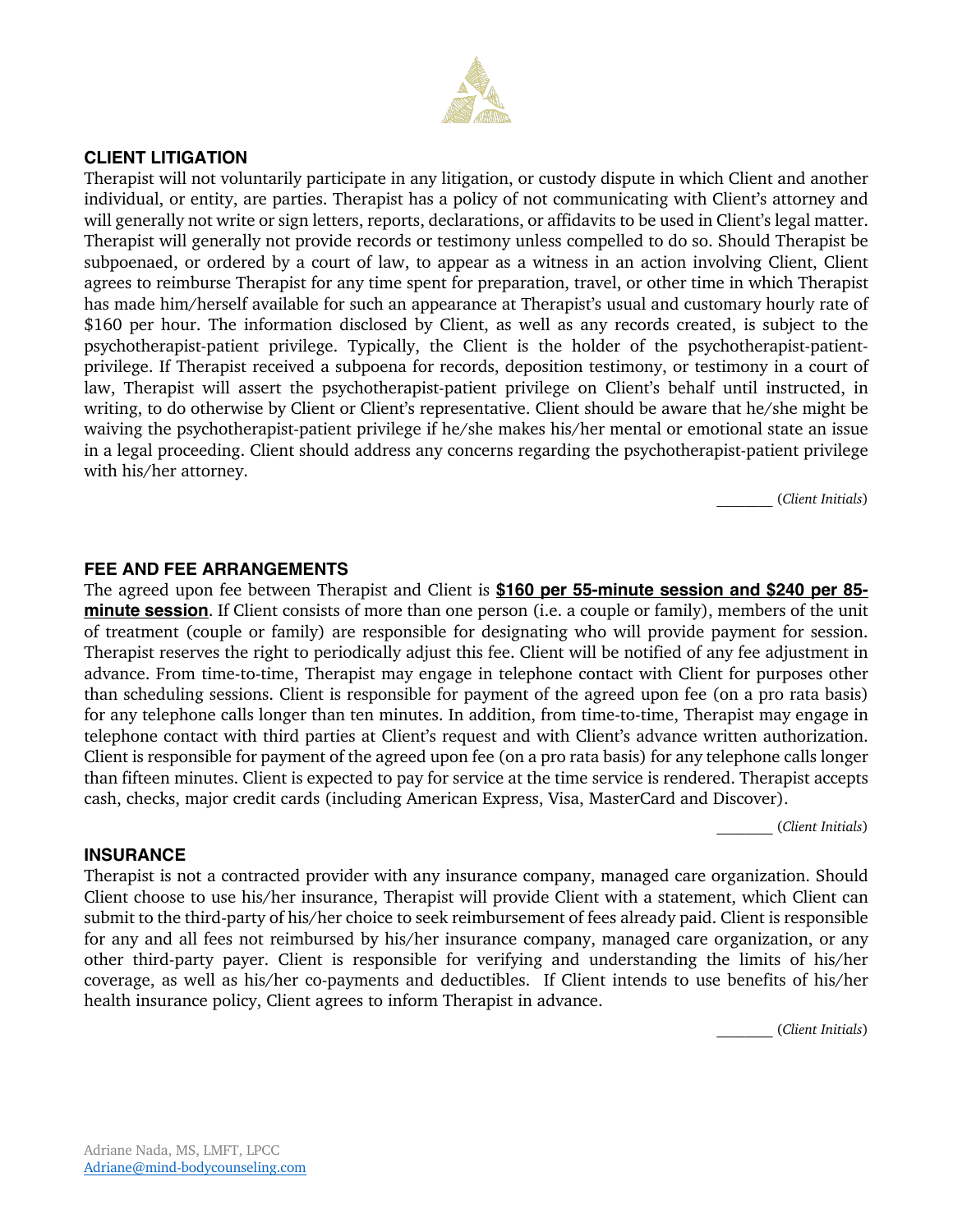## CLIENT LITIGATION

Therapist will not voluntarily participate in any litigation, or custody dispute in which Client and another individual, or entity, are parties. Therapist has a policy of not communicating with Client's attorney and will generally not write or sign letters, reports, declarations, or affidavits to be used in Client's legal matter. Therapist will generally not provide records or testimony unless compelled to do so. Should Therapist be subpoenaed, or ordered by a court of law, to appear as a witness in an action involving Client, Client agrees to reimburse Therapist for any time spent for preparation, travel, or other time in which Therapist has made him/herself available for such an appearance at Therapist's usual and customary hourly rate of $160 per hour. The information disclosed by Client, as well as any records created, is subject to the psychotherapist-patient privilege. Typically, the Client is the holder of the psychotherapist-patient-privilege. If Therapist received a subpoena for records, deposition testimony, or testimony in a court of law, Therapist will assert the psychotherapist-patient privilege on Client's behalf until instructed, in writing, to do otherwise by Client or Client's representative. Client should be aware that he/she might be waiving the psychotherapist-patient privilege if he/she makes his/her mental or emotional state an issue in a legal proceeding. Client should address any concerns regarding the psychotherapist-patient privilege with his/her attorney.

_______ (*Client Initials*)

## FEE AND FEE ARRANGEMENTS

The agreed upon fee between Therapist and Client is **$160 per 55-minute session and $240 per 85-minute session**. If Client consists of more than one person (i.e. a couple or family), members of the unit of treatment (couple or family) are responsible for designating who will provide payment for session. Therapist reserves the right to periodically adjust this fee. Client will be notified of any fee adjustment in advance. From time-to-time, Therapist may engage in telephone contact with Client for purposes other than scheduling sessions. Client is responsible for payment of the agreed upon fee (on a pro rata basis) for any telephone calls longer than ten minutes. In addition, from time-to-time, Therapist may engage in telephone contact with third parties at Client's request and with Client's advance written authorization. Client is responsible for payment of the agreed upon fee (on a pro rata basis) for any telephone calls longer than fifteen minutes. Client is expected to pay for service at the time service is rendered. Therapist accepts cash, checks, major credit cards (including American Express, Visa, MasterCard and Discover).

_______ (*Client Initials*)

## INSURANCE

Therapist is not a contracted provider with any insurance company, managed care organization. Should Client choose to use his/her insurance, Therapist will provide Client with a statement, which Client can submit to the third-party of his/her choice to seek reimbursement of fees already paid. Client is responsible for any and all fees not reimbursed by his/her insurance company, managed care organization, or any other third-party payer. Client is responsible for verifying and understanding the limits of his/her coverage, as well as his/her co-payments and deductibles. If Client intends to use benefits of his/her health insurance policy, Client agrees to inform Therapist in advance.

_______ (*Client Initials*)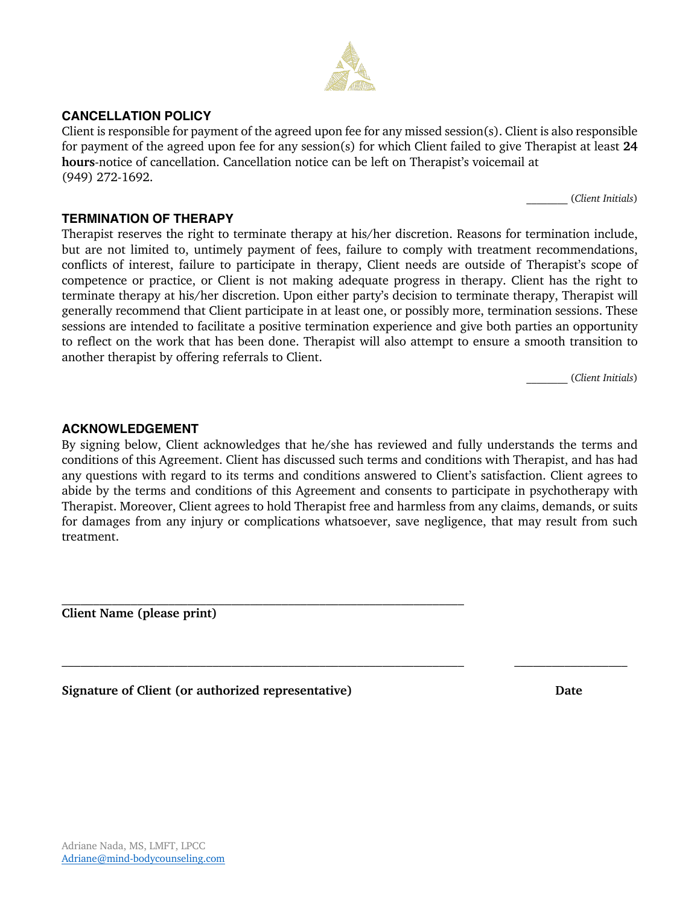## CANCELLATION POLICY

Client is responsible for payment of the agreed upon fee for any missed session(s). Client is also responsible for payment of the agreed upon fee for any session(s) for which Client failed to give Therapist at least **24 hours**-notice of cancellation. Cancellation notice can be left on Therapist's voicemail at (949) 272-1692.

_______ (*Client Initials*)

## TERMINATION OF THERAPY

Therapist reserves the right to terminate therapy at his/her discretion. Reasons for termination include, but are not limited to, untimely payment of fees, failure to comply with treatment recommendations, conflicts of interest, failure to participate in therapy, Client needs are outside of Therapist's scope of competence or practice, or Client is not making adequate progress in therapy. Client has the right to terminate therapy at his/her discretion. Upon either party's decision to terminate therapy, Therapist will generally recommend that Client participate in at least one, or possibly more, termination sessions. These sessions are intended to facilitate a positive termination experience and give both parties an opportunity to reflect on the work that has been done. Therapist will also attempt to ensure a smooth transition to another therapist by offering referrals to Client.

_______ (*Client Initials*)

## ACKNOWLEDGEMENT

By signing below, Client acknowledges that he/she has reviewed and fully understands the terms and conditions of this Agreement. Client has discussed such terms and conditions with Therapist, and has had any questions with regard to its terms and conditions answered to Client's satisfaction. Client agrees to abide by the terms and conditions of this Agreement and consents to participate in psychotherapy with Therapist. Moreover, Client agrees to hold Therapist free and harmless from any claims, demands, or suits for damages from any injury or complications whatsoever, save negligence, that may result from such treatment.

_____________________________________________

**Client Name (please print)**

_____________________________________________ ____________________

**Signature of Client (or authorized representative)** **Date**

Adriane Nada, MS, LMFT, LPCC
Adriane@mind-bodycounseling.com